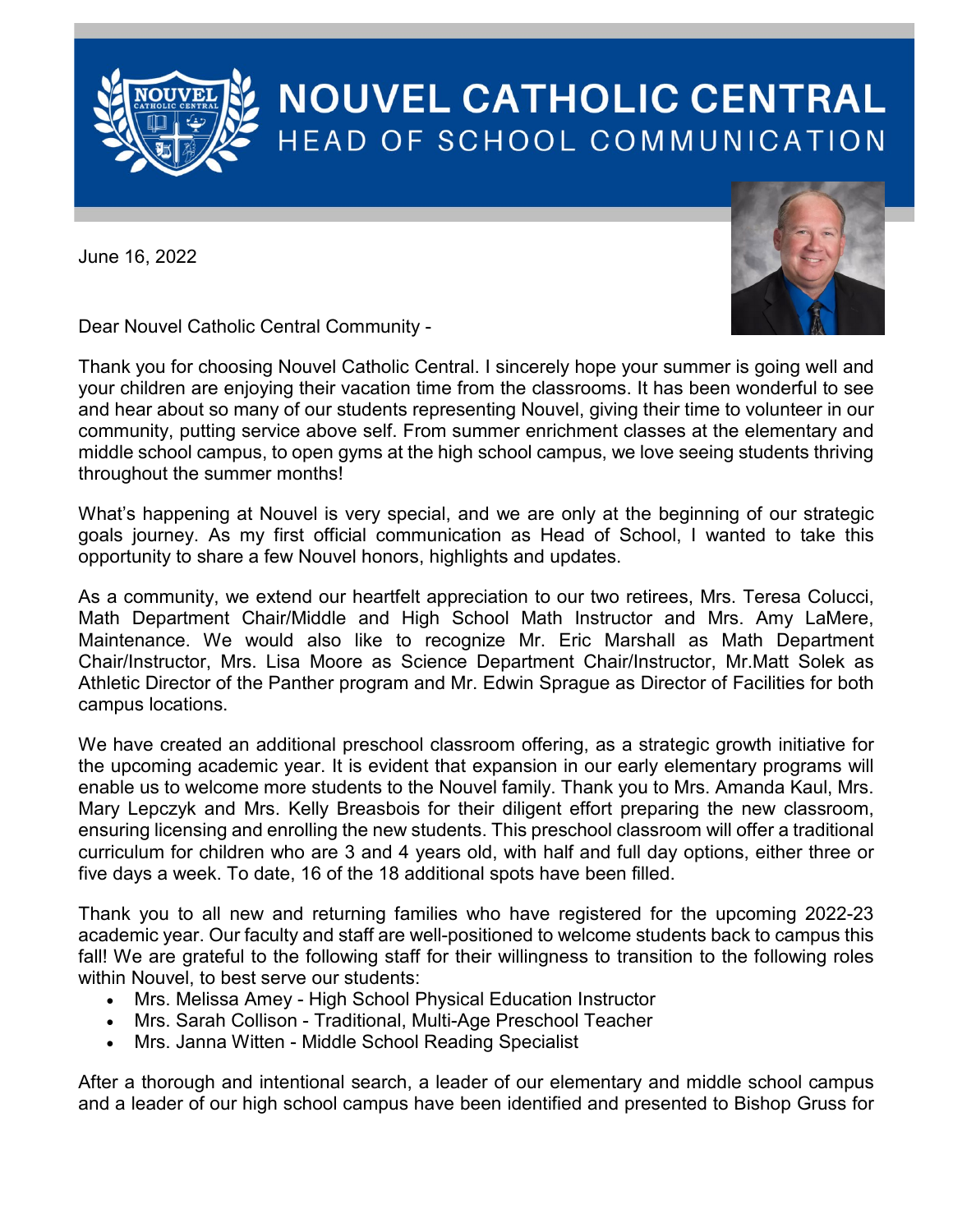# NOUVEL CATHOLIC CENTRAL

## HEAD OF SCHOOL COMMUNICATION

June 16, 2022

Dear Nouvel Catholic Central Community -

Thank you for choosing Nouvel Catholic Central. I sincerely hope your summer is going well and your children are enjoying their vacation time from the classrooms. It has been wonderful to see and hear about so many of our students representing Nouvel, giving their time to volunteer in our community, putting service above self. From summer enrichment classes at the elementary and middle school campus, to open gyms at the high school campus, we love seeing students thriving throughout the summer months!

What's happening at Nouvel is very special, and we are only at the beginning of our strategic goals journey. As my first official communication as Head of School, I wanted to take this opportunity to share a few Nouvel honors, highlights and updates.

As a community, we extend our heartfelt appreciation to our two retirees, Mrs. Teresa Colucci, Math Department Chair/Middle and High School Math Instructor and Mrs. Amy LaMere, Maintenance. We would also like to recognize Mr. Eric Marshall as Math Department Chair/Instructor, Mrs. Lisa Moore as Science Department Chair/Instructor, Mr.Matt Solek as Athletic Director of the Panther program and Mr. Edwin Sprague as Director of Facilities for both campus locations.

We have created an additional preschool classroom offering, as a strategic growth initiative for the upcoming academic year. It is evident that expansion in our early elementary programs will enable us to welcome more students to the Nouvel family. Thank you to Mrs. Amanda Kaul, Mrs. Mary Lepczyk and Mrs. Kelly Breasbois for their diligent effort preparing the new classroom, ensuring licensing and enrolling the new students. This preschool classroom will offer a traditional curriculum for children who are 3 and 4 years old, with half and full day options, either three or five days a week. To date, 16 of the 18 additional spots have been filled.

Thank you to all new and returning families who have registered for the upcoming 2022-23 academic year. Our faculty and staff are well-positioned to welcome students back to campus this fall! We are grateful to the following staff for their willingness to transition to the following roles within Nouvel, to best serve our students:

- Mrs. Melissa Amey - High School Physical Education Instructor
- Mrs. Sarah Collison - Traditional, Multi-Age Preschool Teacher
- Mrs. Janna Witten - Middle School Reading Specialist

After a thorough and intentional search, a leader of our elementary and middle school campus and a leader of our high school campus have been identified and presented to Bishop Gruss for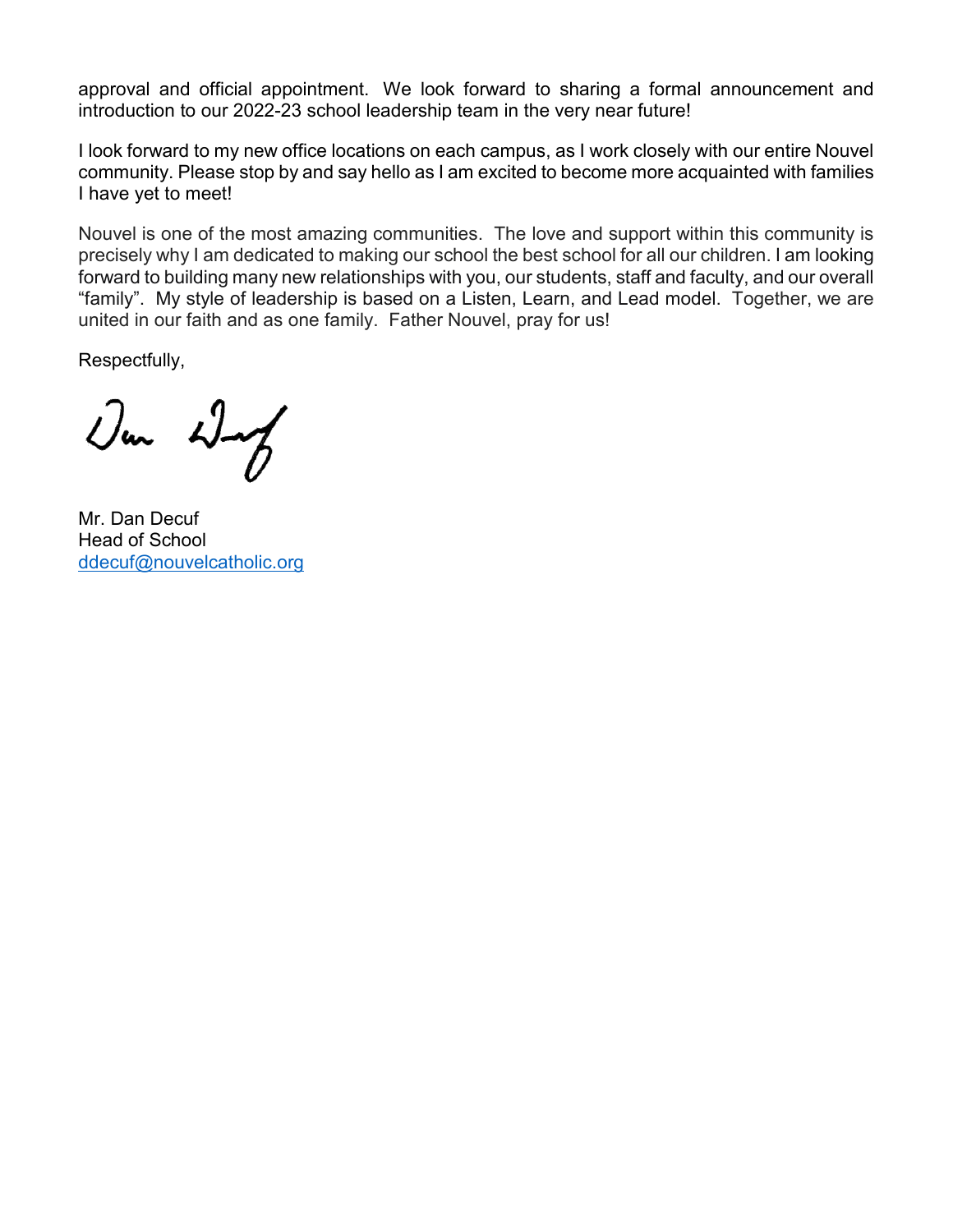approval and official appointment. We look forward to sharing a formal announcement and introduction to our 2022-23 school leadership team in the very near future!

I look forward to my new office locations on each campus, as I work closely with our entire Nouvel community. Please stop by and say hello as I am excited to become more acquainted with families I have yet to meet!

Nouvel is one of the most amazing communities. The love and support within this community is precisely why I am dedicated to making our school the best school for all our children. I am looking forward to building many new relationships with you, our students, staff and faculty, and our overall “family”. My style of leadership is based on a Listen, Learn, and Lead model. Together, we are united in our faith and as one family. Father Nouvel, pray for us!

Respectfully,

Mr. Dan Decuf  
Head of School  
ddecuf@nouvelcatholic.org